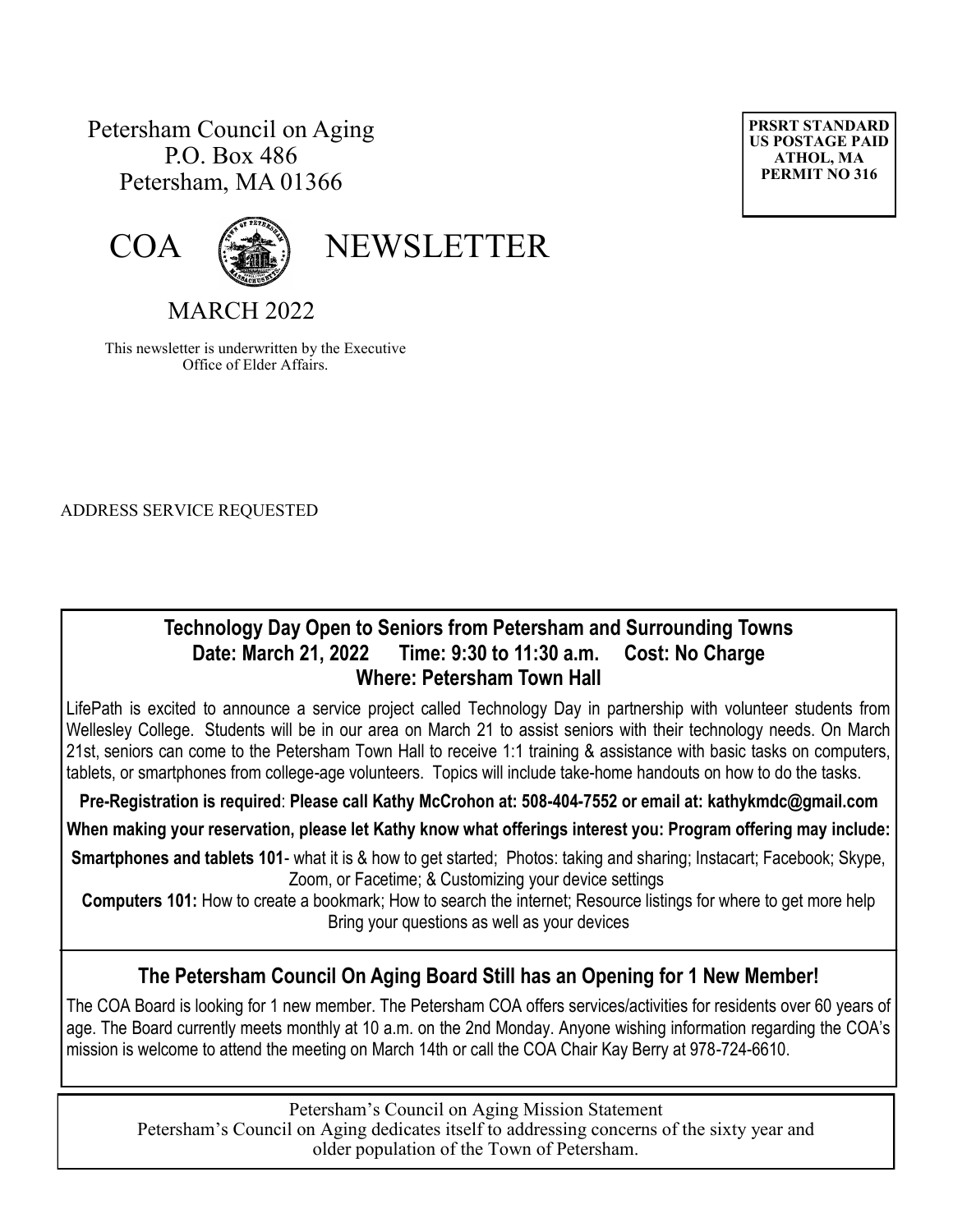Petersham Council on Aging
P.O. Box 486
Petersham, MA 01366

PRSRT STANDARD
US POSTAGE PAID
ATHOL, MA
PERMIT NO 316

# COA NEWSLETTER

## MARCH 2022

This newsletter is underwritten by the Executive Office of Elder Affairs.

ADDRESS SERVICE REQUESTED

## Technology Day Open to Seniors from Petersham and Surrounding Towns

**Date: March 21, 2022 Time: 9:30 to 11:30 a.m. Cost: No Charge**
**Where: Petersham Town Hall**

LifePath is excited to announce a service project called Technology Day in partnership with volunteer students from Wellesley College. Students will be in our area on March 21 to assist seniors with their technology needs. On March 21st, seniors can come to the Petersham Town Hall to receive 1:1 training & assistance with basic tasks on computers, tablets, or smartphones from college-age volunteers. Topics will include take-home handouts on how to do the tasks.

**Pre-Registration is required**: **Please call Kathy McCrohon at: 508-404-7552 or email at: kathykmdc@gmail.com**

**When making your reservation, please let Kathy know what offerings interest you: Program offering may include:**

**Smartphones and tablets 101**- what it is & how to get started; Photos: taking and sharing; Instacart; Facebook; Skype, Zoom, or Facetime; & Customizing your device settings

**Computers 101:** How to create a bookmark; How to search the internet; Resource listings for where to get more help

Bring your questions as well as your devices

## The Petersham Council On Aging Board Still has an Opening for 1 New Member!

The COA Board is looking for 1 new member. The Petersham COA offers services/activities for residents over 60 years of age. The Board currently meets monthly at 10 a.m. on the 2nd Monday. Anyone wishing information regarding the COA's mission is welcome to attend the meeting on March 14th or call the COA Chair Kay Berry at 978-724-6610.

Petersham's Council on Aging Mission Statement
Petersham's Council on Aging dedicates itself to addressing concerns of the sixty year and older population of the Town of Petersham.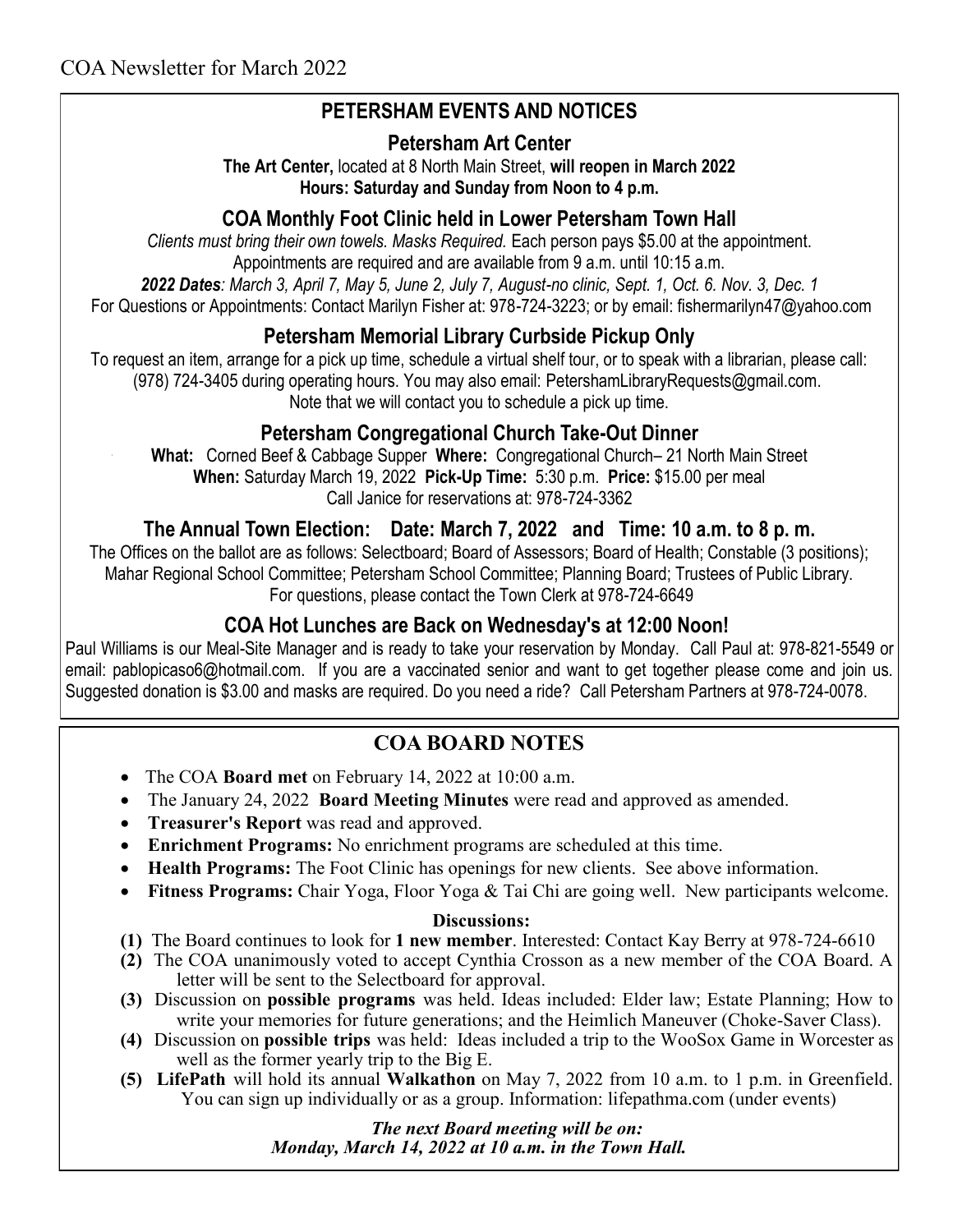COA Newsletter for March 2022

## PETERSHAM EVENTS AND NOTICES

### Petersham Art Center

**The Art Center,** located at 8 North Main Street, **will reopen in March 2022**
**Hours: Saturday and Sunday from Noon to 4 p.m.**

### COA Monthly Foot Clinic held in Lower Petersham Town Hall

*Clients must bring their own towels. Masks Required.* Each person pays $5.00 at the appointment.
Appointments are required and are available from 9 a.m. until 10:15 a.m.
***2022 Dates****: March 3, April 7, May 5, June 2, July 7, August-no clinic, Sept. 1, Oct. 6. Nov. 3, Dec. 1*
For Questions or Appointments: Contact Marilyn Fisher at: 978-724-3223; or by email: fishermarilyn47@yahoo.com

### Petersham Memorial Library Curbside Pickup Only

To request an item, arrange for a pick up time, schedule a virtual shelf tour, or to speak with a librarian, please call: (978) 724-3405 during operating hours. You may also email: PetershamLibraryRequests@gmail.com.
Note that we will contact you to schedule a pick up time.

### Petersham Congregational Church Take-Out Dinner

**What:** Corned Beef & Cabbage Supper **Where:** Congregational Church– 21 North Main Street
**When:** Saturday March 19, 2022 **Pick-Up Time:** 5:30 p.m. **Price:** $15.00 per meal
Call Janice for reservations at: 978-724-3362

### The Annual Town Election: Date: March 7, 2022 and Time: 10 a.m. to 8 p. m.

The Offices on the ballot are as follows: Selectboard; Board of Assessors; Board of Health; Constable (3 positions); Mahar Regional School Committee; Petersham School Committee; Planning Board; Trustees of Public Library.
For questions, please contact the Town Clerk at 978-724-6649

### COA Hot Lunches are Back on Wednesday's at 12:00 Noon!

Paul Williams is our Meal-Site Manager and is ready to take your reservation by Monday. Call Paul at: 978-821-5549 or email: pablopicaso6@hotmail.com. If you are a vaccinated senior and want to get together please come and join us. Suggested donation is $3.00 and masks are required. Do you need a ride? Call Petersham Partners at 978-724-0078.

## COA BOARD NOTES

- The COA **Board met** on February 14, 2022 at 10:00 a.m.
- The January 24, 2022 **Board Meeting Minutes** were read and approved as amended.
- **Treasurer's Report** was read and approved.
- **Enrichment Programs:** No enrichment programs are scheduled at this time.
- **Health Programs:** The Foot Clinic has openings for new clients. See above information.
- **Fitness Programs:** Chair Yoga, Floor Yoga & Tai Chi are going well. New participants welcome.

**Discussions:**

**(1)** The Board continues to look for **1 new member**. Interested: Contact Kay Berry at 978-724-6610

**(2)** The COA unanimously voted to accept Cynthia Crosson as a new member of the COA Board. A letter will be sent to the Selectboard for approval.

**(3)** Discussion on **possible programs** was held. Ideas included: Elder law; Estate Planning; How to write your memories for future generations; and the Heimlich Maneuver (Choke-Saver Class).

**(4)** Discussion on **possible trips** was held: Ideas included a trip to the WooSox Game in Worcester as well as the former yearly trip to the Big E.

**(5)** **LifePath** will hold its annual **Walkathon** on May 7, 2022 from 10 a.m. to 1 p.m. in Greenfield. You can sign up individually or as a group. Information: lifepathma.com (under events)

***The next Board meeting will be on:***
***Monday, March 14, 2022 at 10 a.m. in the Town Hall.***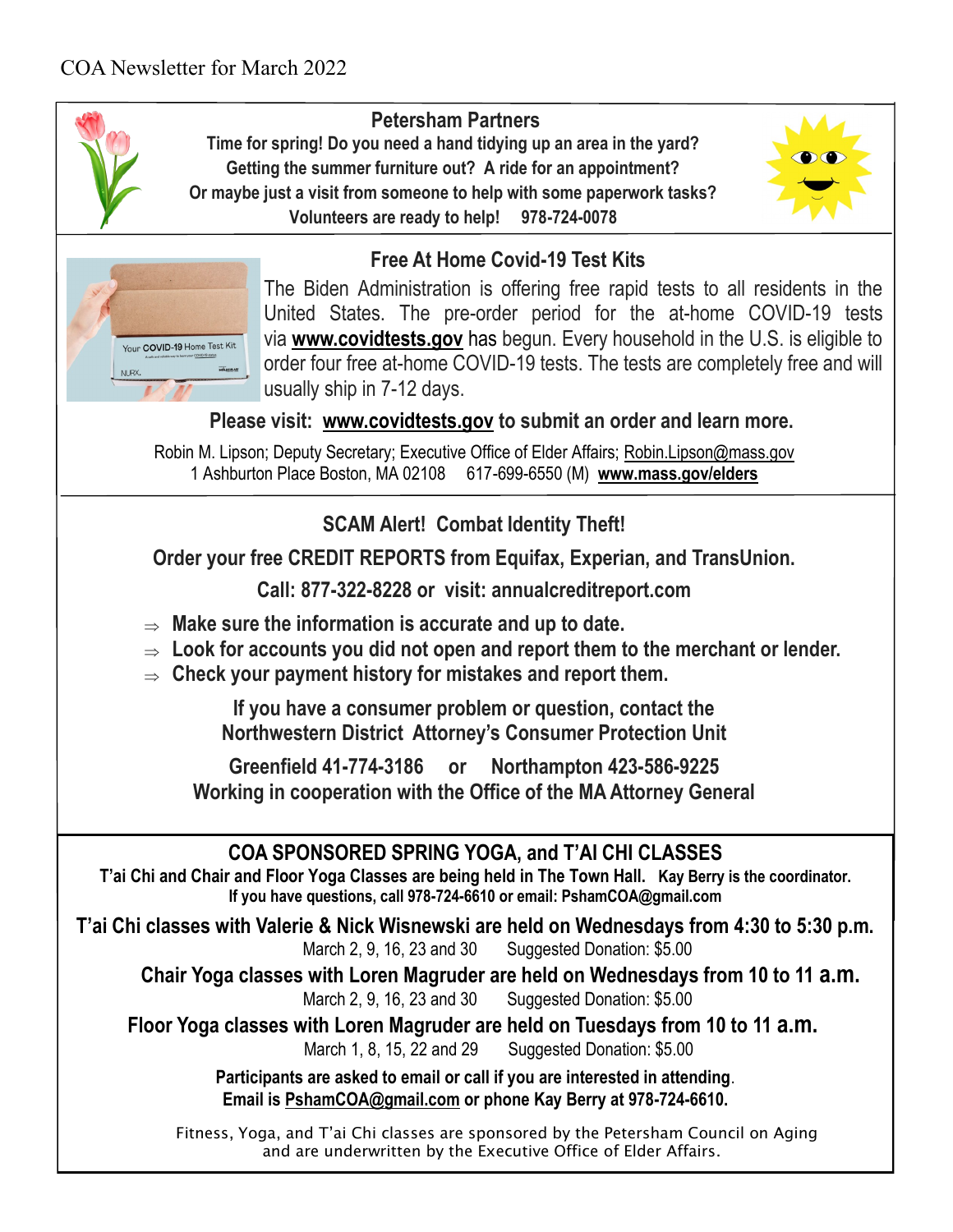COA Newsletter for March 2022

## Petersham Partners

**Time for spring! Do you need a hand tidying up an area in the yard?**
**Getting the summer furniture out? A ride for an appointment?**
**Or maybe just a visit from someone to help with some paperwork tasks?**
**Volunteers are ready to help! 978-724-0078**

## Free At Home Covid-19 Test Kits

The Biden Administration is offering free rapid tests to all residents in the United States. The pre-order period for the at-home COVID-19 tests via **www.covidtests.gov** has begun. Every household in the U.S. is eligible to order four free at-home COVID-19 tests. The tests are completely free and will usually ship in 7-12 days.

**Please visit: www.covidtests.gov to submit an order and learn more.**

Robin M. Lipson; Deputy Secretary; Executive Office of Elder Affairs; Robin.Lipson@mass.gov
1 Ashburton Place Boston, MA 02108 617-699-6550 (M) **www.mass.gov/elders**

## SCAM Alert! Combat Identity Theft!

**Order your free CREDIT REPORTS from Equifax, Experian, and TransUnion.**

**Call: 877-322-8228 or visit: annualcreditreport.com**

- **Make sure the information is accurate and up to date.**
- **Look for accounts you did not open and report them to the merchant or lender.**
- **Check your payment history for mistakes and report them.**

**If you have a consumer problem or question, contact the Northwestern District Attorney's Consumer Protection Unit**

**Greenfield 41-774-3186 or Northampton 423-586-9225**
**Working in cooperation with the Office of the MA Attorney General**

## COA SPONSORED SPRING YOGA, and T'AI CHI CLASSES

**T'ai Chi and Chair and Floor Yoga Classes are being held in The Town Hall. Kay Berry is the coordinator.**
**If you have questions, call 978-724-6610 or email: PshamCOA@gmail.com**

**T'ai Chi classes with Valerie & Nick Wisnewski are held on Wednesdays from 4:30 to 5:30 p.m.**
March 2, 9, 16, 23 and 30 Suggested Donation: $5.00

**Chair Yoga classes with Loren Magruder are held on Wednesdays from 10 to 11 a.m.**
March 2, 9, 16, 23 and 30 Suggested Donation: $5.00

**Floor Yoga classes with Loren Magruder are held on Tuesdays from 10 to 11 a.m.**
March 1, 8, 15, 22 and 29 Suggested Donation: $5.00

**Participants are asked to email or call if you are interested in attending.**
**Email is PshamCOA@gmail.com or phone Kay Berry at 978-724-6610.**

Fitness, Yoga, and T'ai Chi classes are sponsored by the Petersham Council on Aging and are underwritten by the Executive Office of Elder Affairs.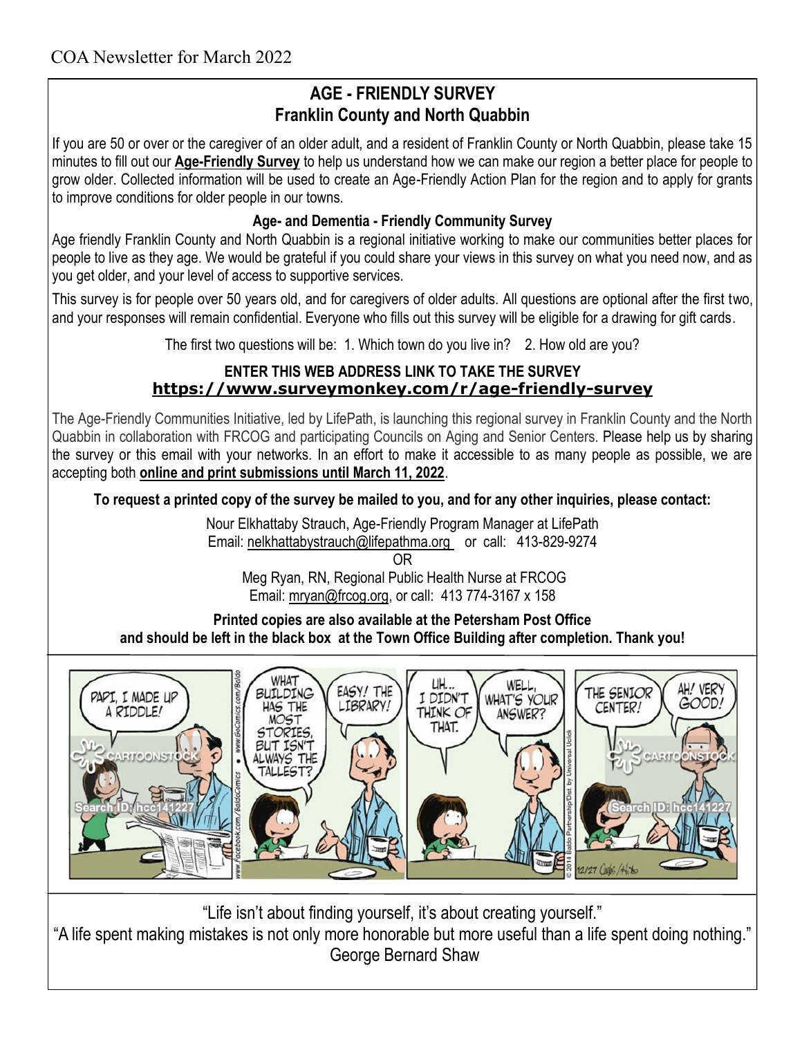COA Newsletter for March 2022

## AGE - FRIENDLY SURVEY
## Franklin County and North Quabbin

If you are 50 or over or the caregiver of an older adult, and a resident of Franklin County or North Quabbin, please take 15 minutes to fill out our **Age-Friendly Survey** to help us understand how we can make our region a better place for people to grow older. Collected information will be used to create an Age-Friendly Action Plan for the region and to apply for grants to improve conditions for older people in our towns.

### Age- and Dementia - Friendly Community Survey

Age friendly Franklin County and North Quabbin is a regional initiative working to make our communities better places for people to live as they age. We would be grateful if you could share your views in this survey on what you need now, and as you get older, and your level of access to supportive services.

This survey is for people over 50 years old, and for caregivers of older adults. All questions are optional after the first two, and your responses will remain confidential. Everyone who fills out this survey will be eligible for a drawing for gift cards.

The first two questions will be: 1. Which town do you live in? 2. How old are you?

**ENTER THIS WEB ADDRESS LINK TO TAKE THE SURVEY**
**https://www.surveymonkey.com/r/age-friendly-survey**

The Age-Friendly Communities Initiative, led by LifePath, is launching this regional survey in Franklin County and the North Quabbin in collaboration with FRCOG and participating Councils on Aging and Senior Centers. Please help us by sharing the survey or this email with your networks. In an effort to make it accessible to as many people as possible, we are accepting both **online and print submissions until March 11, 2022**.

**To request a printed copy of the survey be mailed to you, and for any other inquiries, please contact:**

Nour Elkhattaby Strauch, Age-Friendly Program Manager at LifePath
Email: nelkhattabystrauch@lifepathma.org or call: 413-829-9274

OR

Meg Ryan, RN, Regional Public Health Nurse at FRCOG
Email: mryan@frcog.org, or call: 413 774-3167 x 158

**Printed copies are also available at the Petersham Post Office and should be left in the black box at the Town Office Building after completion. Thank you!**

"Life isn't about finding yourself, it's about creating yourself."
"A life spent making mistakes is not only more honorable but more useful than a life spent doing nothing."
George Bernard Shaw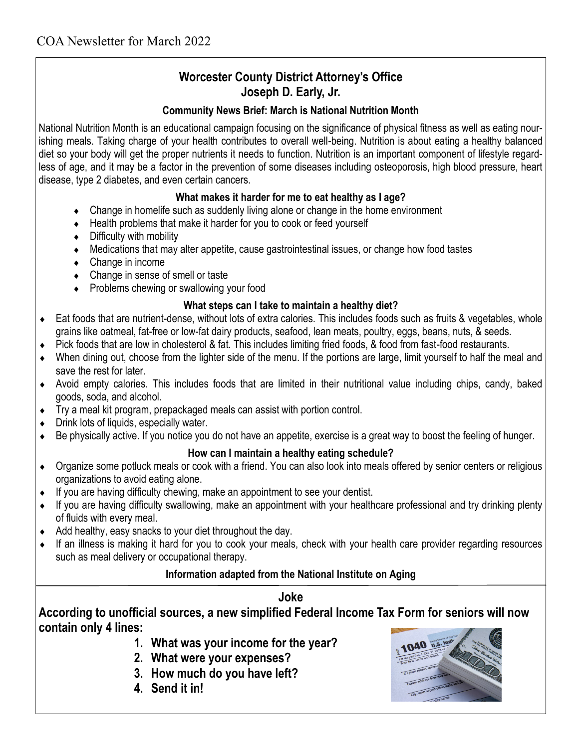COA Newsletter for March 2022

## Worcester County District Attorney's Office
## Joseph D. Early, Jr.

### Community News Brief: March is National Nutrition Month

National Nutrition Month is an educational campaign focusing on the significance of physical fitness as well as eating nourishing meals. Taking charge of your health contributes to overall well-being. Nutrition is about eating a healthy balanced diet so your body will get the proper nutrients it needs to function. Nutrition is an important component of lifestyle regardless of age, and it may be a factor in the prevention of some diseases including osteoporosis, high blood pressure, heart disease, type 2 diabetes, and even certain cancers.

### What makes it harder for me to eat healthy as I age?

- Change in homelife such as suddenly living alone or change in the home environment
- Health problems that make it harder for you to cook or feed yourself
- Difficulty with mobility
- Medications that may alter appetite, cause gastrointestinal issues, or change how food tastes
- Change in income
- Change in sense of smell or taste
- Problems chewing or swallowing your food

### What steps can I take to maintain a healthy diet?

- Eat foods that are nutrient-dense, without lots of extra calories. This includes foods such as fruits & vegetables, whole grains like oatmeal, fat-free or low-fat dairy products, seafood, lean meats, poultry, eggs, beans, nuts, & seeds.
- Pick foods that are low in cholesterol & fat. This includes limiting fried foods, & food from fast-food restaurants.
- When dining out, choose from the lighter side of the menu. If the portions are large, limit yourself to half the meal and save the rest for later.
- Avoid empty calories. This includes foods that are limited in their nutritional value including chips, candy, baked goods, soda, and alcohol.
- Try a meal kit program, prepackaged meals can assist with portion control.
- Drink lots of liquids, especially water.
- Be physically active. If you notice you do not have an appetite, exercise is a great way to boost the feeling of hunger.

### How can I maintain a healthy eating schedule?

- Organize some potluck meals or cook with a friend. You can also look into meals offered by senior centers or religious organizations to avoid eating alone.
- If you are having difficulty chewing, make an appointment to see your dentist.
- If you are having difficulty swallowing, make an appointment with your healthcare professional and try drinking plenty of fluids with every meal.
- Add healthy, easy snacks to your diet throughout the day.
- If an illness is making it hard for you to cook your meals, check with your health care provider regarding resources such as meal delivery or occupational therapy.

**Information adapted from the National Institute on Aging**

### Joke

**According to unofficial sources, a new simplified Federal Income Tax Form for seniors will now contain only 4 lines:**

1. **What was your income for the year?**
2. **What were your expenses?**
3. **How much do you have left?**
4. **Send it in!**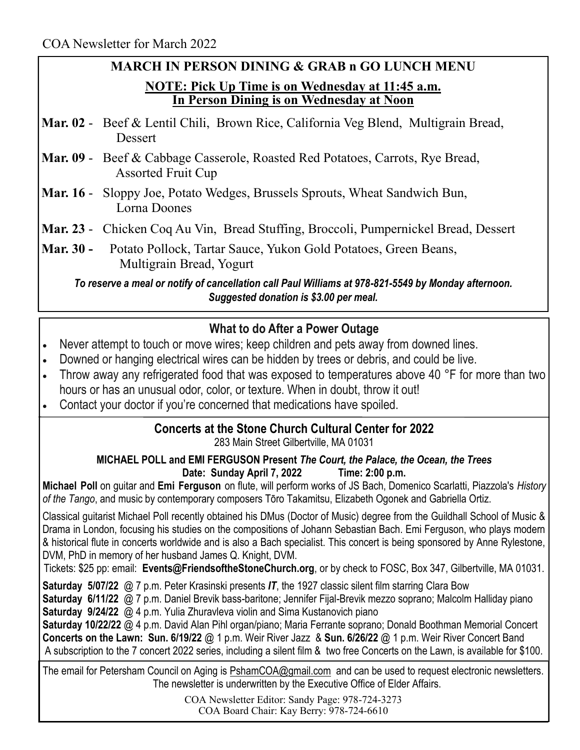COA Newsletter for March 2022

## MARCH IN PERSON DINING & GRAB n GO LUNCH MENU

**NOTE: Pick Up Time is on Wednesday at 11:45 a.m.**
**In Person Dining is on Wednesday at Noon**

**Mar. 02** - Beef & Lentil Chili, Brown Rice, California Veg Blend, Multigrain Bread, Dessert

**Mar. 09** - Beef & Cabbage Casserole, Roasted Red Potatoes, Carrots, Rye Bread, Assorted Fruit Cup

**Mar. 16** - Sloppy Joe, Potato Wedges, Brussels Sprouts, Wheat Sandwich Bun, Lorna Doones

**Mar. 23** - Chicken Coq Au Vin, Bread Stuffing, Broccoli, Pumpernickel Bread, Dessert

**Mar. 30 -** Potato Pollock, Tartar Sauce, Yukon Gold Potatoes, Green Beans, Multigrain Bread, Yogurt

***To reserve a meal or notify of cancellation call Paul Williams at 978-821-5549 by Monday afternoon. Suggested donation is $3.00 per meal.***

## What to do After a Power Outage

- Never attempt to touch or move wires; keep children and pets away from downed lines.
- Downed or hanging electrical wires can be hidden by trees or debris, and could be live.
- Throw away any refrigerated food that was exposed to temperatures above 40 °F for more than two hours or has an unusual odor, color, or texture. When in doubt, throw it out!
- Contact your doctor if you're concerned that medications have spoiled.

## Concerts at the Stone Church Cultural Center for 2022

283 Main Street Gilbertville, MA 01031

**MICHAEL POLL and EMI FERGUSON Present *The Court, the Palace, the Ocean, the Trees***
**Date: Sunday April 7, 2022 Time: 2:00 p.m.**

**Michael Poll** on guitar and **Emi Ferguson** on flute, will perform works of JS Bach, Domenico Scarlatti, Piazzola's *History of the Tango*, and music by contemporary composers Tōro Takamitsu, Elizabeth Ogonek and Gabriella Ortiz.

Classical guitarist Michael Poll recently obtained his DMus (Doctor of Music) degree from the Guildhall School of Music & Drama in London, focusing his studies on the compositions of Johann Sebastian Bach. Emi Ferguson, who plays modern & historical flute in concerts worldwide and is also a Bach specialist. This concert is being sponsored by Anne Rylestone, DVM, PhD in memory of her husband James Q. Knight, DVM.

Tickets: $25 pp: email: **Events@FriendsoftheStoneChurch.org**, or by check to FOSC, Box 347, Gilbertville, MA 01031.

**Saturday 5/07/22** @ 7 p.m. Peter Krasinski presents ***IT***, the 1927 classic silent film starring Clara Bow
**Saturday 6/11/22** @ 7 p.m. Daniel Brevik bass-baritone; Jennifer Fijal-Brevik mezzo soprano; Malcolm Halliday piano
**Saturday 9/24/22** @ 4 p.m. Yulia Zhuravleva violin and Sima Kustanovich piano
**Saturday 10/22/22** @ 4 p.m. David Alan Pihl organ/piano; Maria Ferrante soprano; Donald Boothman Memorial Concert
**Concerts on the Lawn: Sun. 6/19/22** @ 1 p.m. Weir River Jazz & **Sun. 6/26/22** @ 1 p.m. Weir River Concert Band
A subscription to the 7 concert 2022 series, including a silent film & two free Concerts on the Lawn, is available for $100.

The email for Petersham Council on Aging is PshamCOA@gmail.com and can be used to request electronic newsletters. The newsletter is underwritten by the Executive Office of Elder Affairs.

COA Newsletter Editor: Sandy Page: 978-724-3273
COA Board Chair: Kay Berry: 978-724-6610